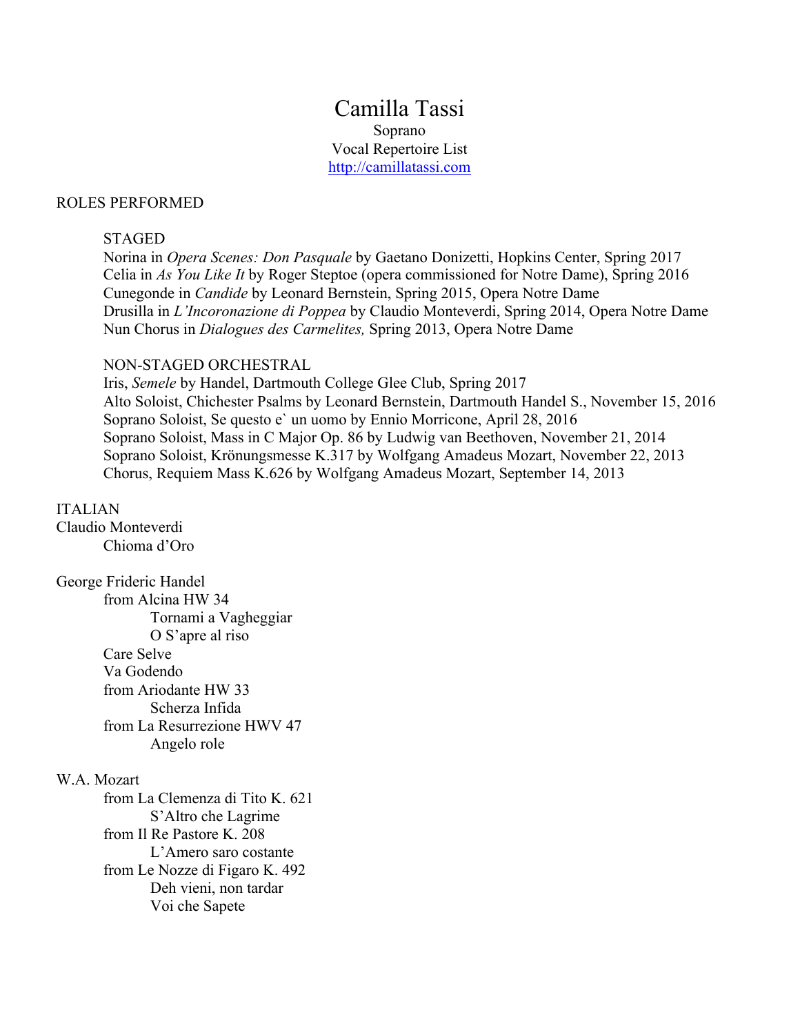# Camilla Tassi

Soprano
Vocal Repertoire List
http://camillatassi.com

## ROLES PERFORMED

### STAGED

Norina in *Opera Scenes: Don Pasquale* by Gaetano Donizetti, Hopkins Center, Spring 2017
Celia in *As You Like It* by Roger Steptoe (opera commissioned for Notre Dame), Spring 2016
Cunegonde in *Candide* by Leonard Bernstein, Spring 2015, Opera Notre Dame
Drusilla in *L'Incoronazione di Poppea* by Claudio Monteverdi, Spring 2014, Opera Notre Dame
Nun Chorus in *Dialogues des Carmelites,* Spring 2013, Opera Notre Dame

### NON-STAGED ORCHESTRAL

Iris, *Semele* by Handel, Dartmouth College Glee Club, Spring 2017
Alto Soloist, Chichester Psalms by Leonard Bernstein, Dartmouth Handel S., November 15, 2016
Soprano Soloist, Se questo e` un uomo by Ennio Morricone, April 28, 2016
Soprano Soloist, Mass in C Major Op. 86 by Ludwig van Beethoven, November 21, 2014
Soprano Soloist, Krönungsmesse K.317 by Wolfgang Amadeus Mozart, November 22, 2013
Chorus, Requiem Mass K.626 by Wolfgang Amadeus Mozart, September 14, 2013

## ITALIAN

Claudio Monteverdi
- Chioma d'Oro

George Frideric Handel
- from Alcina HW 34
  - Tornami a Vagheggiar
  - O S'apre al riso
- Care Selve
- Va Godendo
- from Ariodante HW 33
  - Scherza Infida
- from La Resurrezione HWV 47
  - Angelo role

W.A. Mozart
- from La Clemenza di Tito K. 621
  - S'Altro che Lagrime
- from Il Re Pastore K. 208
  - L'Amero saro costante
- from Le Nozze di Figaro K. 492
  - Deh vieni, non tardar
  - Voi che Sapete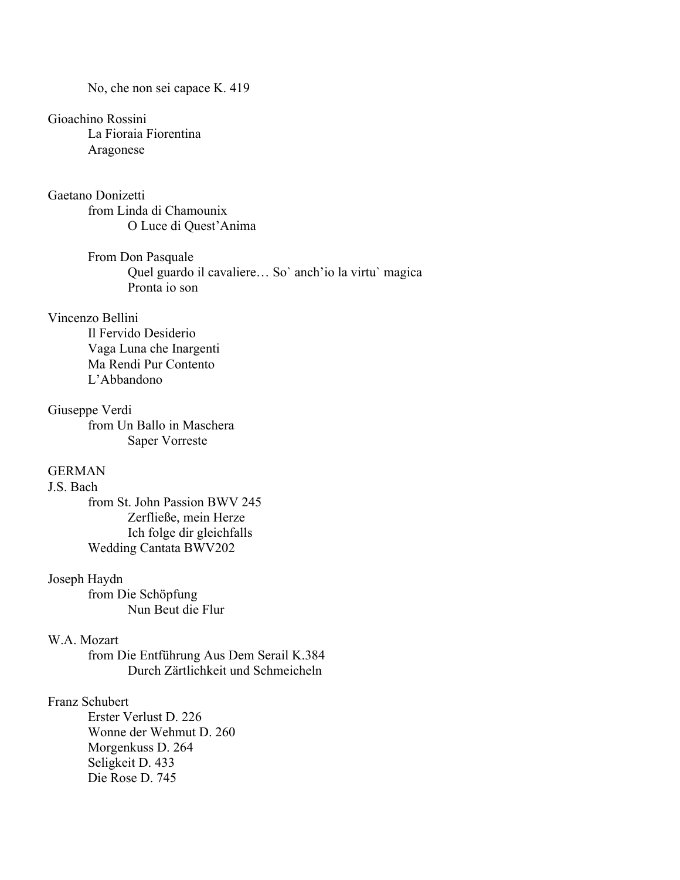No, che non sei capace K. 419

Gioachino Rossini

- La Fioraia Fiorentina
- Aragonese

Gaetano Donizetti

- from Linda di Chamounix
    - O Luce di Quest'Anima
- From Don Pasquale
    - Quel guardo il cavaliere… So` anch'io la virtu` magica
    - Pronta io son

Vincenzo Bellini

- Il Fervido Desiderio
- Vaga Luna che Inargenti
- Ma Rendi Pur Contento
- L'Abbandono

Giuseppe Verdi

- from Un Ballo in Maschera
    - Saper Vorreste

GERMAN

J.S. Bach

- from St. John Passion BWV 245
    - Zerfließe, mein Herze
    - Ich folge dir gleichfalls
- Wedding Cantata BWV202

Joseph Haydn

- from Die Schöpfung
    - Nun Beut die Flur

W.A. Mozart

- from Die Entführung Aus Dem Serail K.384
    - Durch Zärtlichkeit und Schmeicheln

Franz Schubert

- Erster Verlust D. 226
- Wonne der Wehmut D. 260
- Morgenkuss D. 264
- Seligkeit D. 433
- Die Rose D. 745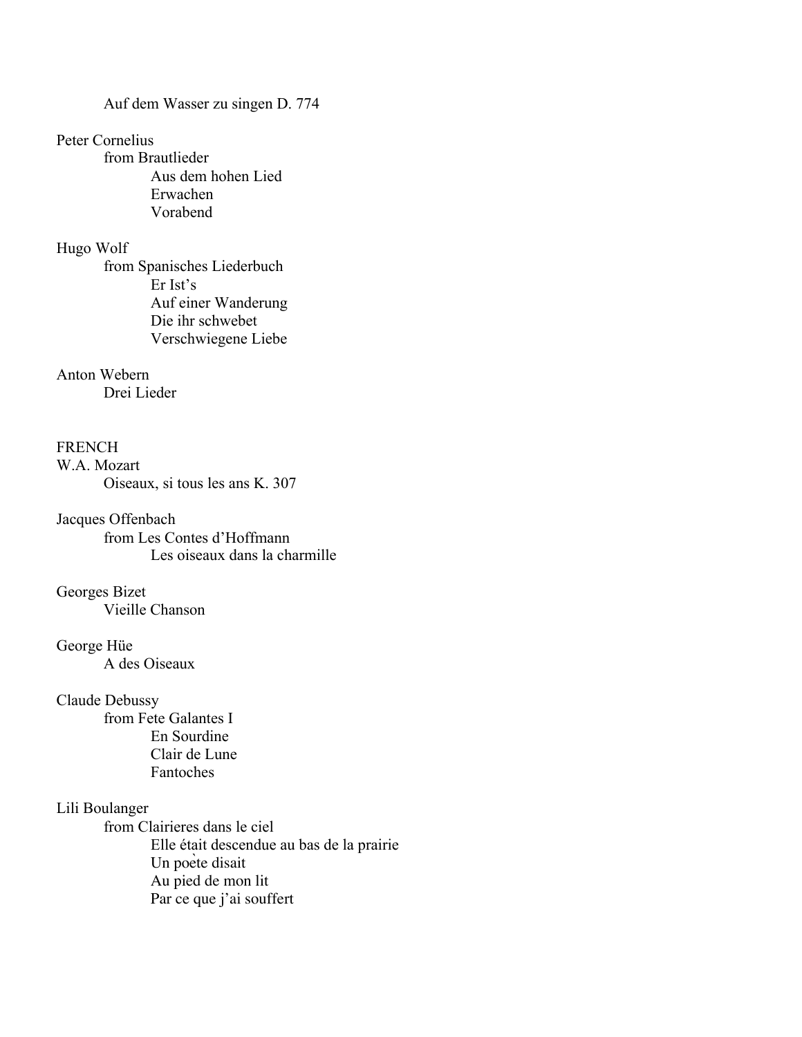Auf dem Wasser zu singen D. 774

Peter Cornelius
- from Brautlieder
  - Aus dem hohen Lied
  - Erwachen
  - Vorabend

Hugo Wolf
- from Spanisches Liederbuch
  - Er Ist's
  - Auf einer Wanderung
  - Die ihr schwebet
  - Verschwiegene Liebe

Anton Webern
- Drei Lieder

FRENCH

W.A. Mozart
- Oiseaux, si tous les ans K. 307

Jacques Offenbach
- from Les Contes d'Hoffmann
  - Les oiseaux dans la charmille

Georges Bizet
- Vieille Chanson

George Hüe
- A des Oiseaux

Claude Debussy
- from Fete Galantes I
  - En Sourdine
  - Clair de Lune
  - Fantoches

Lili Boulanger
- from Clairieres dans le ciel
  - Elle était descendue au bas de la prairie
  - Un poète disait
  - Au pied de mon lit
  - Par ce que j'ai souffert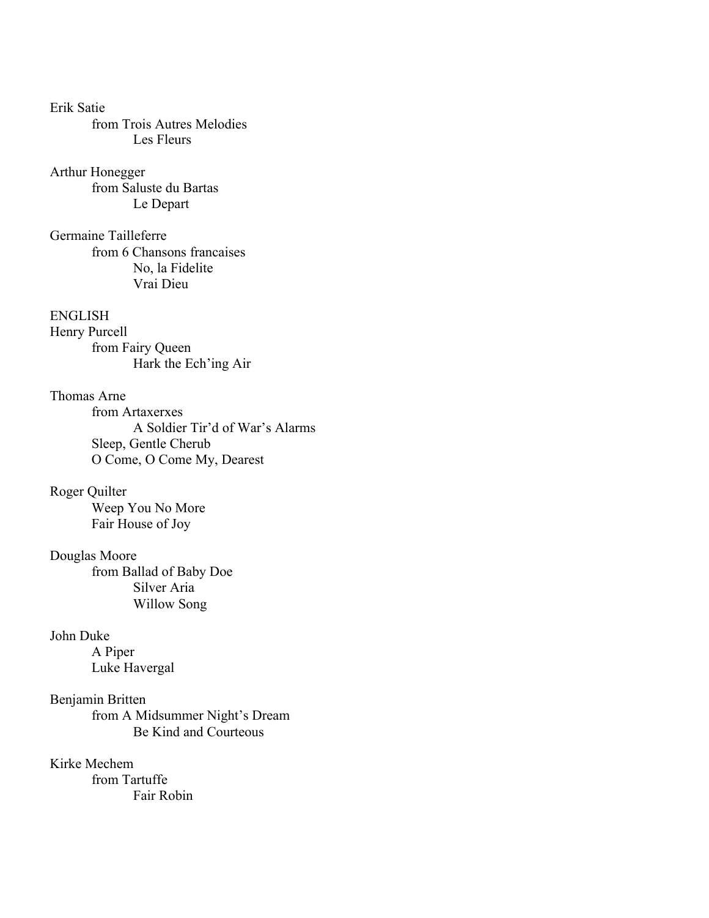Erik Satie

- from Trois Autres Melodies
  - Les Fleurs

Arthur Honegger

- from Saluste du Bartas
  - Le Depart

Germaine Tailleferre

- from 6 Chansons francaises
  - No, la Fidelite
  - Vrai Dieu

ENGLISH

Henry Purcell

- from Fairy Queen
  - Hark the Ech'ing Air

Thomas Arne

- from Artaxerxes
  - A Soldier Tir'd of War's Alarms
- Sleep, Gentle Cherub
- O Come, O Come My, Dearest

Roger Quilter

- Weep You No More
- Fair House of Joy

Douglas Moore

- from Ballad of Baby Doe
  - Silver Aria
  - Willow Song

John Duke

- A Piper
- Luke Havergal

Benjamin Britten

- from A Midsummer Night's Dream
  - Be Kind and Courteous

Kirke Mechem

- from Tartuffe
  - Fair Robin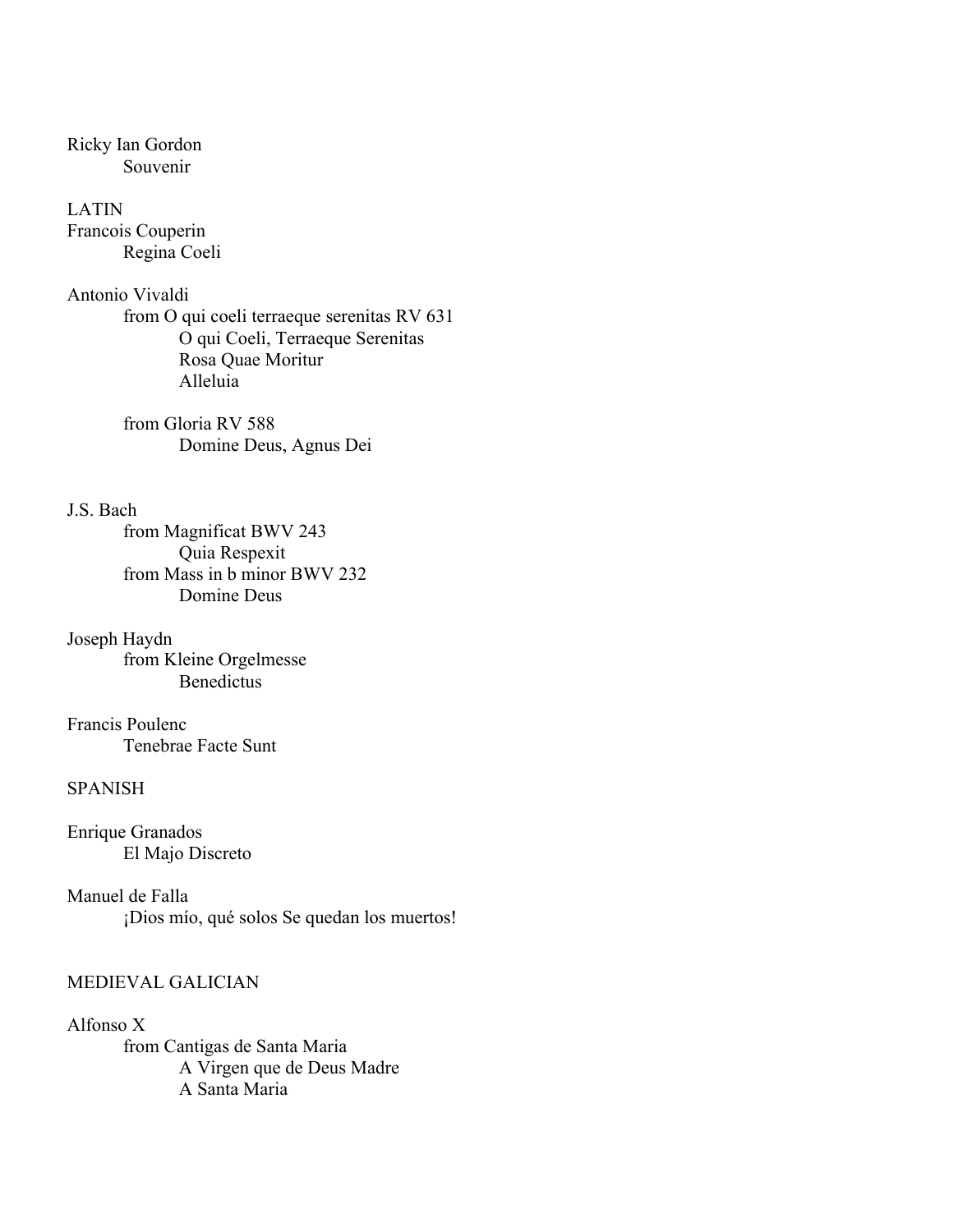Ricky Ian Gordon
    Souvenir

LATIN

Francois Couperin
    Regina Coeli

Antonio Vivaldi
    from O qui coeli terraeque serenitas RV 631
        O qui Coeli, Terraeque Serenitas
        Rosa Quae Moritur
        Alleluia

    from Gloria RV 588
        Domine Deus, Agnus Dei

J.S. Bach
    from Magnificat BWV 243
        Quia Respexit
    from Mass in b minor BWV 232
        Domine Deus

Joseph Haydn
    from Kleine Orgelmesse
        Benedictus

Francis Poulenc
    Tenebrae Facte Sunt

SPANISH

Enrique Granados
    El Majo Discreto

Manuel de Falla
    ¡Dios mío, qué solos Se quedan los muertos!

MEDIEVAL GALICIAN

Alfonso X
    from Cantigas de Santa Maria
        A Virgen que de Deus Madre
        A Santa Maria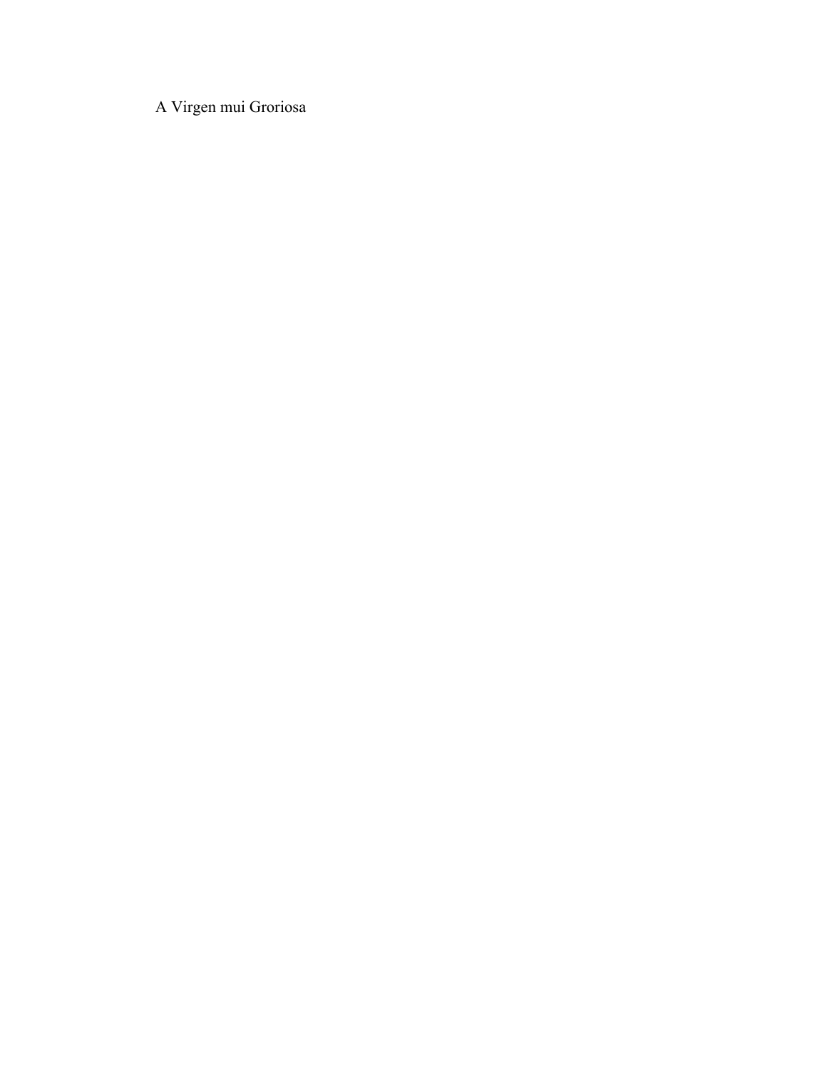A Virgen mui Groriosa